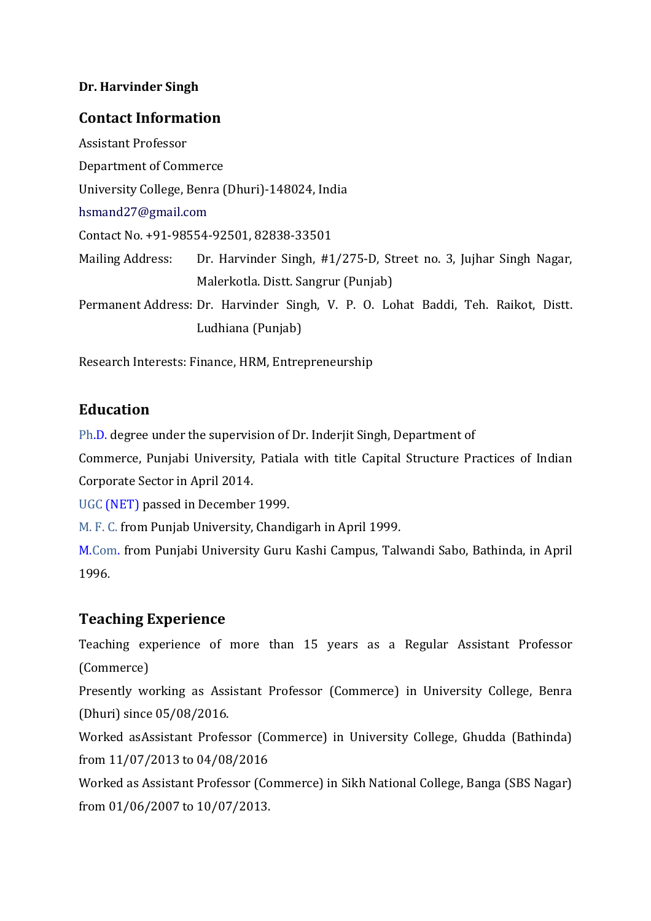**Dr. Harvinder Singh**

## Contact Information

Assistant Professor

Department of Commerce

University College, Benra (Dhuri)-148024, India

hsmand27@gmail.com

Contact No. +91-98554-92501, 82838-33501

Mailing Address: Dr. Harvinder Singh, #1/275-D, Street no. 3, Jujhar Singh Nagar, Malerkotla. Distt. Sangrur (Punjab)

Permanent Address: Dr. Harvinder Singh, V. P. O. Lohat Baddi, Teh. Raikot, Distt. Ludhiana (Punjab)

Research Interests: Finance, HRM, Entrepreneurship

## Education

Ph.D. degree under the supervision of Dr. Inderjit Singh, Department of Commerce, Punjabi University, Patiala with title Capital Structure Practices of Indian Corporate Sector in April 2014.

UGC (NET) passed in December 1999.

M. F. C. from Punjab University, Chandigarh in April 1999.

M.Com. from Punjabi University Guru Kashi Campus, Talwandi Sabo, Bathinda, in April 1996.

## Teaching Experience

Teaching experience of more than 15 years as a Regular Assistant Professor (Commerce)

Presently working as Assistant Professor (Commerce) in University College, Benra (Dhuri) since 05/08/2016.

Worked asAssistant Professor (Commerce) in University College, Ghudda (Bathinda) from 11/07/2013 to 04/08/2016

Worked as Assistant Professor (Commerce) in Sikh National College, Banga (SBS Nagar) from 01/06/2007 to 10/07/2013.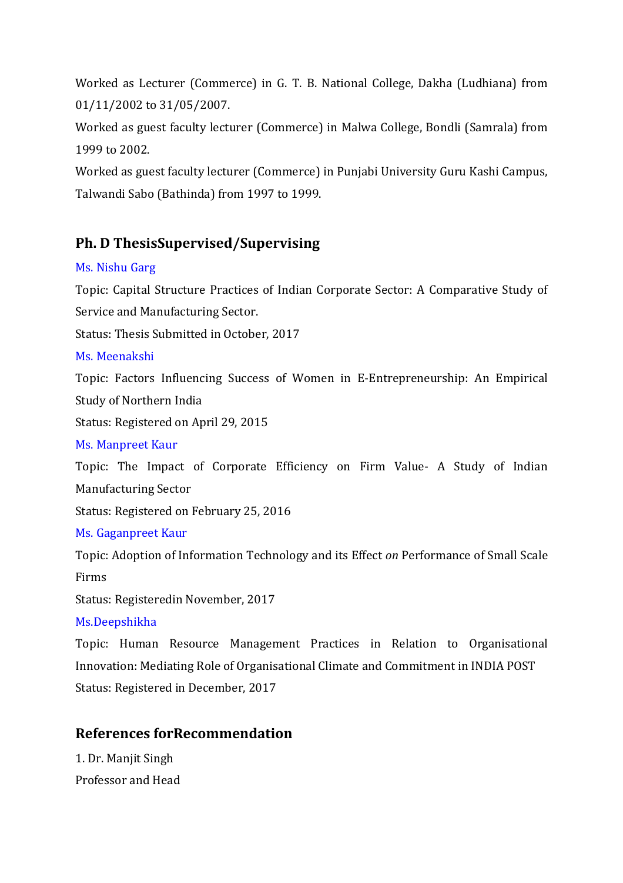Worked as Lecturer (Commerce) in G. T. B. National College, Dakha (Ludhiana) from 01/11/2002 to 31/05/2007.

Worked as guest faculty lecturer (Commerce) in Malwa College, Bondli (Samrala) from 1999 to 2002.

Worked as guest faculty lecturer (Commerce) in Punjabi University Guru Kashi Campus, Talwandi Sabo (Bathinda) from 1997 to 1999.

## Ph. D ThesisSupervised/Supervising

Ms. Nishu Garg

Topic: Capital Structure Practices of Indian Corporate Sector: A Comparative Study of Service and Manufacturing Sector.

Status: Thesis Submitted in October, 2017

Ms. Meenakshi

Topic: Factors Influencing Success of Women in E-Entrepreneurship: An Empirical Study of Northern India

Status: Registered on April 29, 2015

Ms. Manpreet Kaur

Topic: The Impact of Corporate Efficiency on Firm Value- A Study of Indian Manufacturing Sector

Status: Registered on February 25, 2016

Ms. Gaganpreet Kaur

Topic: Adoption of Information Technology and its Effect *on* Performance of Small Scale Firms

Status: Registeredin November, 2017

Ms.Deepshikha

Topic: Human Resource Management Practices in Relation to Organisational Innovation: Mediating Role of Organisational Climate and Commitment in INDIA POST

Status: Registered in December, 2017

## References forRecommendation

1. Dr. Manjit Singh

Professor and Head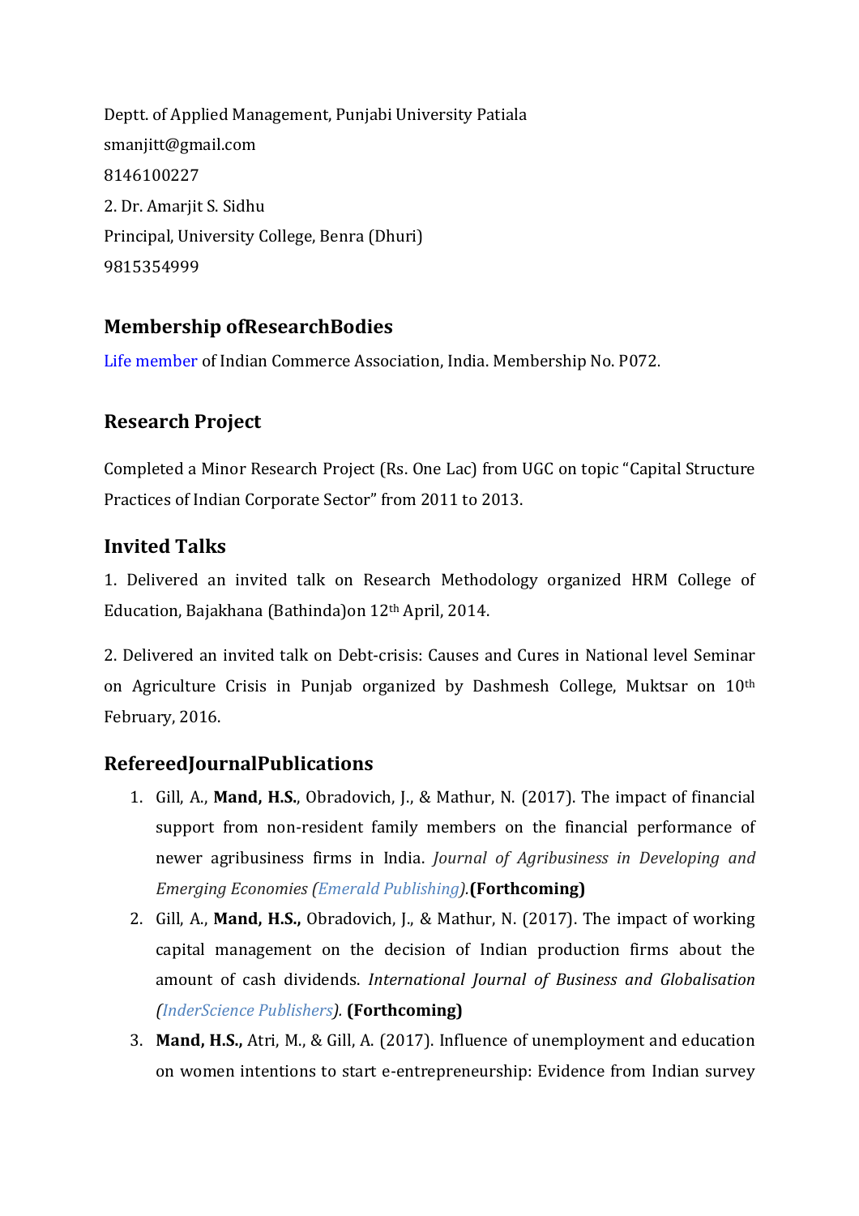Deptt. of Applied Management, Punjabi University Patiala

smanjitt@gmail.com

8146100227

2. Dr. Amarjit S. Sidhu

Principal, University College, Benra (Dhuri)

9815354999

## Membership ofResearchBodies

Life member of Indian Commerce Association, India. Membership No. P072.

## Research Project

Completed a Minor Research Project (Rs. One Lac) from UGC on topic "Capital Structure Practices of Indian Corporate Sector" from 2011 to 2013.

## Invited Talks

1. Delivered an invited talk on Research Methodology organized HRM College of Education, Bajakhana (Bathinda)on 12th April, 2014.

2. Delivered an invited talk on Debt-crisis: Causes and Cures in National level Seminar on Agriculture Crisis in Punjab organized by Dashmesh College, Muktsar on 10th February, 2016.

## RefereedJournalPublications

1. Gill, A., **Mand, H.S.**, Obradovich, J., & Mathur, N. (2017). The impact of financial support from non-resident family members on the financial performance of newer agribusiness firms in India. *Journal of Agribusiness in Developing and Emerging Economies (Emerald Publishing).* **(Forthcoming)**
2. Gill, A., **Mand, H.S.,** Obradovich, J., & Mathur, N. (2017). The impact of working capital management on the decision of Indian production firms about the amount of cash dividends. *International Journal of Business and Globalisation (InderScience Publishers).* **(Forthcoming)**
3. **Mand, H.S.,** Atri, M., & Gill, A. (2017). Influence of unemployment and education on women intentions to start e-entrepreneurship: Evidence from Indian survey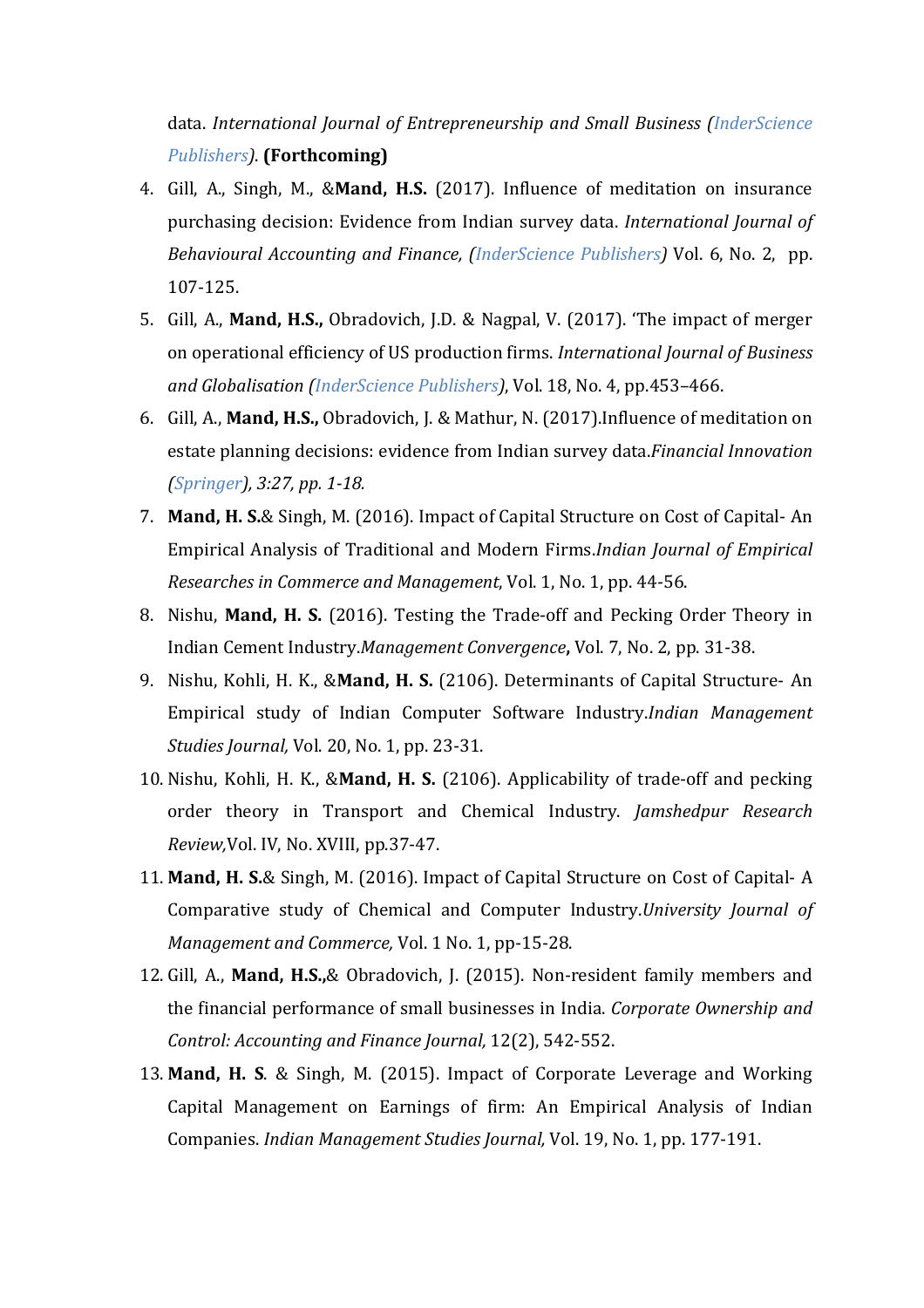data. *International Journal of Entrepreneurship and Small Business (InderScience Publishers).* **(Forthcoming)**

4. Gill, A., Singh, M., &**Mand, H.S.** (2017). Influence of meditation on insurance purchasing decision: Evidence from Indian survey data. *International Journal of Behavioural Accounting and Finance, (InderScience Publishers)* Vol. 6, No. 2, pp. 107-125.
5. Gill, A., **Mand, H.S.,** Obradovich, J.D. & Nagpal, V. (2017). 'The impact of merger on operational efficiency of US production firms. *International Journal of Business and Globalisation (InderScience Publishers)*, Vol. 18, No. 4, pp.453–466.
6. Gill, A., **Mand, H.S.,** Obradovich, J. & Mathur, N. (2017).Influence of meditation on estate planning decisions: evidence from Indian survey data.*Financial Innovation (Springer), 3:27, pp. 1-18.*
7. **Mand, H. S.**& Singh, M. (2016). Impact of Capital Structure on Cost of Capital- An Empirical Analysis of Traditional and Modern Firms.*Indian Journal of Empirical Researches in Commerce and Management*, Vol. 1, No. 1, pp. 44-56.
8. Nishu, **Mand, H. S.** (2016). Testing the Trade-off and Pecking Order Theory in Indian Cement Industry.*Management Convergence***,** Vol. 7, No. 2, pp. 31-38.
9. Nishu, Kohli, H. K., &**Mand, H. S.** (2106). Determinants of Capital Structure- An Empirical study of Indian Computer Software Industry.*Indian Management Studies Journal,* Vol. 20, No. 1, pp. 23-31.
10. Nishu, Kohli, H. K., &**Mand, H. S.** (2106). Applicability of trade-off and pecking order theory in Transport and Chemical Industry. *Jamshedpur Research Review,*Vol. IV, No. XVIII, pp.37-47.
11. **Mand, H. S.**& Singh, M. (2016). Impact of Capital Structure on Cost of Capital- A Comparative study of Chemical and Computer Industry.*University Journal of Management and Commerce,* Vol. 1 No. 1, pp-15-28.
12. Gill, A., **Mand, H.S.,**& Obradovich, J. (2015). Non-resident family members and the financial performance of small businesses in India. *Corporate Ownership and Control: Accounting and Finance Journal,* 12(2), 542-552.
13. **Mand, H. S**. & Singh, M. (2015). Impact of Corporate Leverage and Working Capital Management on Earnings of firm: An Empirical Analysis of Indian Companies. *Indian Management Studies Journal,* Vol. 19, No. 1, pp. 177-191.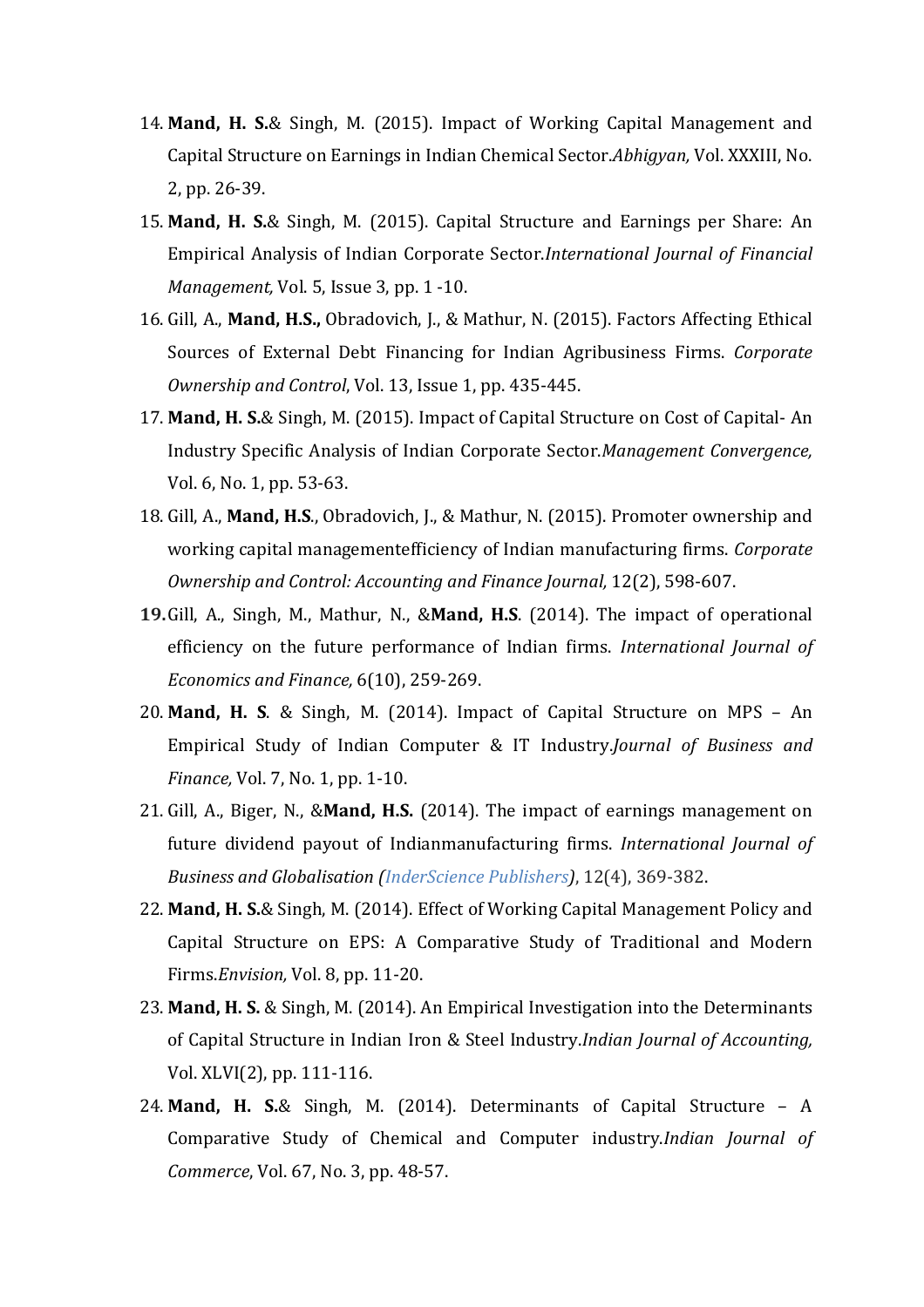14. **Mand, H. S.**& Singh, M. (2015). Impact of Working Capital Management and Capital Structure on Earnings in Indian Chemical Sector.*Abhigyan,* Vol. XXXIII, No. 2, pp. 26-39.
15. **Mand, H. S.**& Singh, M. (2015). Capital Structure and Earnings per Share: An Empirical Analysis of Indian Corporate Sector.*International Journal of Financial Management,* Vol. 5, Issue 3, pp. 1 -10.
16. Gill, A., **Mand, H.S.,** Obradovich, J., & Mathur, N. (2015). Factors Affecting Ethical Sources of External Debt Financing for Indian Agribusiness Firms. *Corporate Ownership and Control*, Vol. 13, Issue 1, pp. 435-445.
17. **Mand, H. S.**& Singh, M. (2015). Impact of Capital Structure on Cost of Capital- An Industry Specific Analysis of Indian Corporate Sector.*Management Convergence,* Vol. 6, No. 1, pp. 53-63.
18. Gill, A., **Mand, H.S**., Obradovich, J., & Mathur, N. (2015). Promoter ownership and working capital managementefficiency of Indian manufacturing firms. *Corporate Ownership and Control: Accounting and Finance Journal,* 12(2), 598-607.
19. Gill, A., Singh, M., Mathur, N., &**Mand, H.S**. (2014). The impact of operational efficiency on the future performance of Indian firms. *International Journal of Economics and Finance,* 6(10), 259-269.
20. **Mand, H. S**. & Singh, M. (2014). Impact of Capital Structure on MPS – An Empirical Study of Indian Computer & IT Industry.*Journal of Business and Finance,* Vol. 7, No. 1, pp. 1-10.
21. Gill, A., Biger, N., &**Mand, H.S.** (2014). The impact of earnings management on future dividend payout of Indianmanufacturing firms. *International Journal of Business and Globalisation (InderScience Publishers)*, 12(4), 369-382.
22. **Mand, H. S.**& Singh, M. (2014). Effect of Working Capital Management Policy and Capital Structure on EPS: A Comparative Study of Traditional and Modern Firms.*Envision,* Vol. 8, pp. 11-20.
23. **Mand, H. S.** & Singh, M. (2014). An Empirical Investigation into the Determinants of Capital Structure in Indian Iron & Steel Industry.*Indian Journal of Accounting,* Vol. XLVI(2), pp. 111-116.
24. **Mand, H. S.**& Singh, M. (2014). Determinants of Capital Structure – A Comparative Study of Chemical and Computer industry.*Indian Journal of Commerce*, Vol. 67, No. 3, pp. 48-57.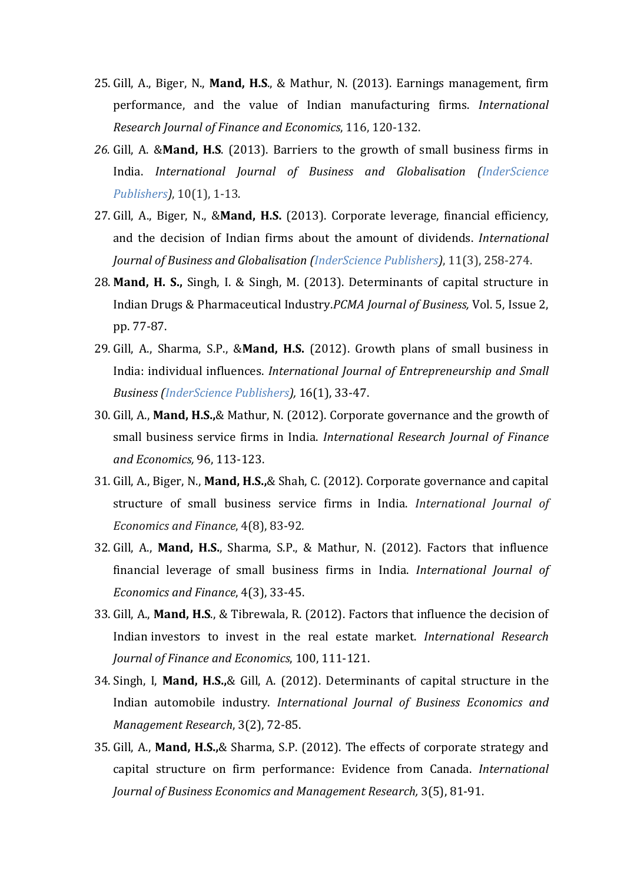25. Gill, A., Biger, N., **Mand, H.S**., & Mathur, N. (2013). Earnings management, firm performance, and the value of Indian manufacturing firms. *International Research Journal of Finance and Economics*, 116, 120-132.
26. Gill, A. &**Mand, H.S**. (2013). Barriers to the growth of small business firms in India. *International Journal of Business and Globalisation (InderScience Publishers)*, 10(1), 1-13.
27. Gill, A., Biger, N., &**Mand, H.S.** (2013). Corporate leverage, financial efficiency, and the decision of Indian firms about the amount of dividends. *International Journal of Business and Globalisation (InderScience Publishers)*, 11(3), 258-274.
28. **Mand, H. S.,** Singh, I. & Singh, M. (2013). Determinants of capital structure in Indian Drugs & Pharmaceutical Industry.*PCMA Journal of Business,* Vol. 5, Issue 2, pp. 77-87.
29. Gill, A., Sharma, S.P., &**Mand, H.S.** (2012). Growth plans of small business in India: individual influences. *International Journal of Entrepreneurship and Small Business (InderScience Publishers),* 16(1), 33-47.
30. Gill, A., **Mand, H.S.,**& Mathur, N. (2012). Corporate governance and the growth of small business service firms in India. *International Research Journal of Finance and Economics,* 96, 113-123.
31. Gill, A., Biger, N., **Mand, H.S.,**& Shah, C. (2012). Corporate governance and capital structure of small business service firms in India. *International Journal of Economics and Finance*, 4(8), 83-92.
32. Gill, A., **Mand, H.S**., Sharma, S.P., & Mathur, N. (2012). Factors that influence financial leverage of small business firms in India. *International Journal of Economics and Finance*, 4(3), 33-45.
33. Gill, A., **Mand, H.S**., & Tibrewala, R. (2012). Factors that influence the decision of Indian investors to invest in the real estate market. *International Research Journal of Finance and Economics*, 100, 111-121.
34. Singh, I, **Mand, H.S.,**& Gill, A. (2012). Determinants of capital structure in the Indian automobile industry. *International Journal of Business Economics and Management Research*, 3(2), 72-85.
35. Gill, A., **Mand, H.S.,**& Sharma, S.P. (2012). The effects of corporate strategy and capital structure on firm performance: Evidence from Canada. *International Journal of Business Economics and Management Research,* 3(5), 81-91.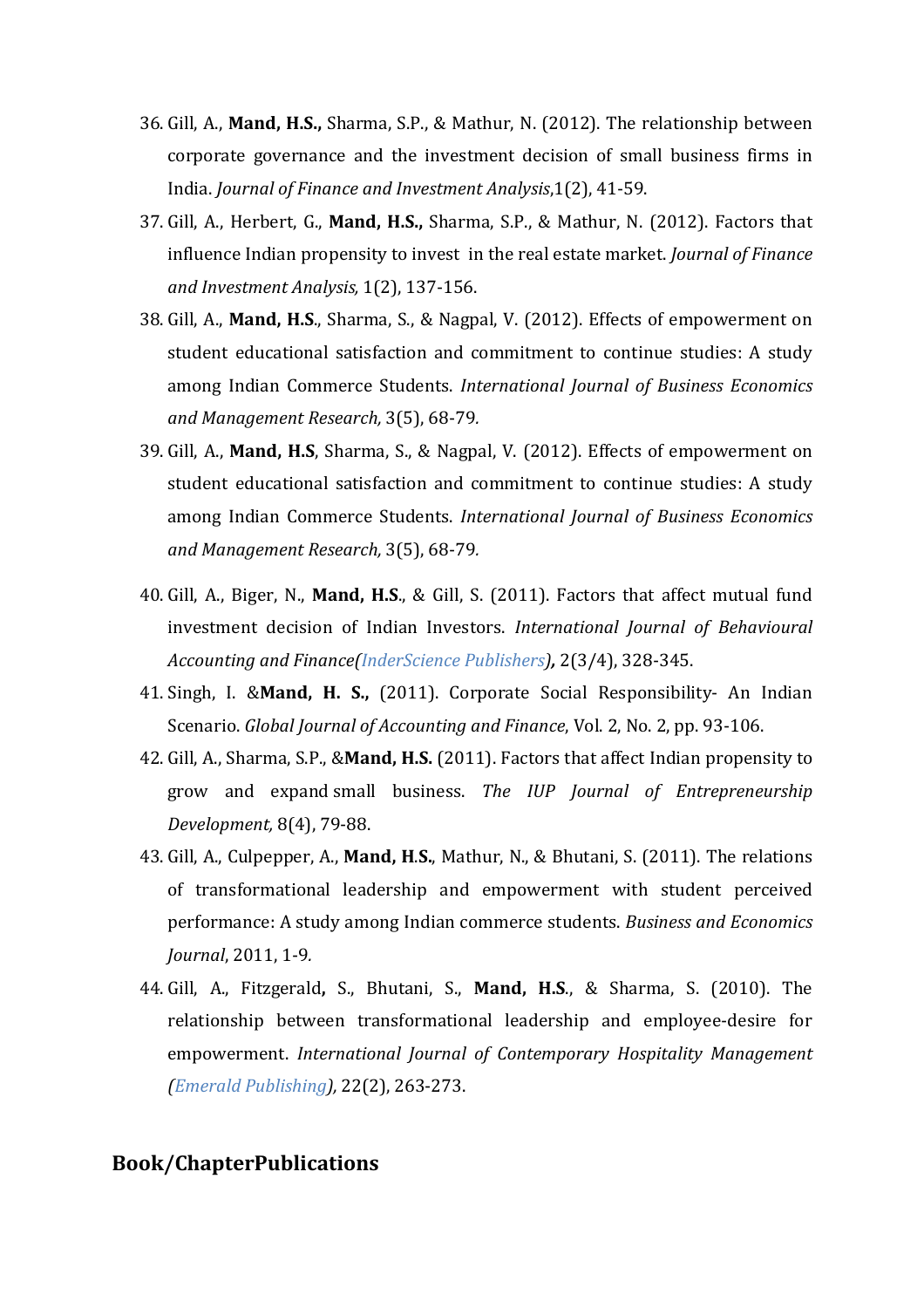36. Gill, A., **Mand, H.S.,** Sharma, S.P., & Mathur, N. (2012). The relationship between corporate governance and the investment decision of small business firms in India. *Journal of Finance and Investment Analysis*,1(2), 41-59.
37. Gill, A., Herbert, G., **Mand, H.S.,** Sharma, S.P., & Mathur, N. (2012). Factors that influence Indian propensity to invest in the real estate market. *Journal of Finance and Investment Analysis,* 1(2), 137-156.
38. Gill, A., **Mand, H.S**., Sharma, S., & Nagpal, V. (2012). Effects of empowerment on student educational satisfaction and commitment to continue studies: A study among Indian Commerce Students. *International Journal of Business Economics and Management Research,* 3(5), 68-79*.*
39. Gill, A., **Mand, H.S**, Sharma, S., & Nagpal, V. (2012). Effects of empowerment on student educational satisfaction and commitment to continue studies: A study among Indian Commerce Students. *International Journal of Business Economics and Management Research,* 3(5), 68-79*.*
40. Gill, A., Biger, N., **Mand, H.S**., & Gill, S. (2011). Factors that affect mutual fund investment decision of Indian Investors. *International Journal of Behavioural Accounting and Finance(InderScience Publishers),* 2(3/4), 328-345.
41. Singh, I. &**Mand, H. S.,** (2011). Corporate Social Responsibility- An Indian Scenario. *Global Journal of Accounting and Finance*, Vol. 2, No. 2, pp. 93-106.
42. Gill, A., Sharma, S.P., &**Mand, H.S.** (2011). Factors that affect Indian propensity to grow and expand small business. *The IUP Journal of Entrepreneurship Development,* 8(4), 79-88.
43. Gill, A., Culpepper, A., **Mand, H.S.**, Mathur, N., & Bhutani, S. (2011). The relations of transformational leadership and empowerment with student perceived performance: A study among Indian commerce students. *Business and Economics Journal*, 2011, 1-9*.*
44. Gill, A., Fitzgerald**,** S., Bhutani, S., **Mand, H.S**., & Sharma, S. (2010). The relationship between transformational leadership and employee-desire for empowerment. *International Journal of Contemporary Hospitality Management (Emerald Publishing),* 22(2), 263-273.

## Book/ChapterPublications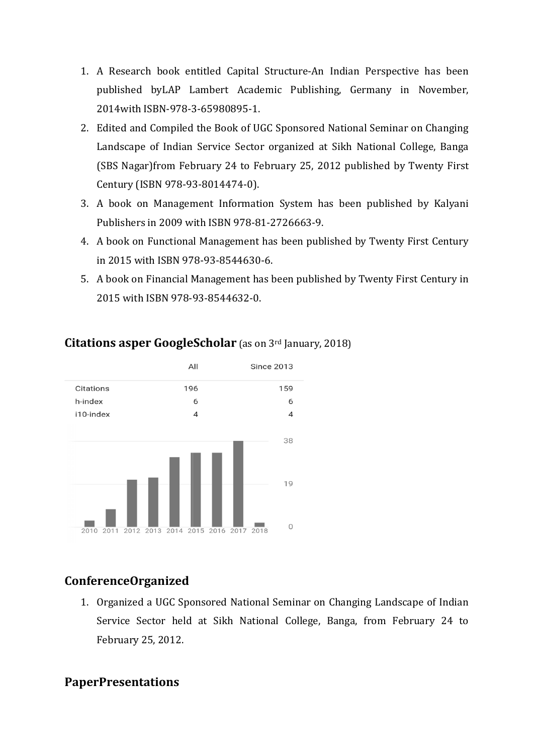1. A Research book entitled Capital Structure-An Indian Perspective has been published byLAP Lambert Academic Publishing, Germany in November, 2014with ISBN-978-3-65980895-1.
2. Edited and Compiled the Book of UGC Sponsored National Seminar on Changing Landscape of Indian Service Sector organized at Sikh National College, Banga (SBS Nagar)from February 24 to February 25, 2012 published by Twenty First Century (ISBN 978-93-8014474-0).
3. A book on Management Information System has been published by Kalyani Publishers in 2009 with ISBN 978-81-2726663-9.
4. A book on Functional Management has been published by Twenty First Century in 2015 with ISBN 978-93-8544630-6.
5. A book on Financial Management has been published by Twenty First Century in 2015 with ISBN 978-93-8544632-0.

## Citations asper GoogleScholar (as on 3rd January, 2018)

| | All | Since 2013 |
|---|---|---|
| Citations | 196 | 159 |
| h-index | 6 | 6 |
| i10-index | 4 | 4 |

## ConferenceOrganized

1. Organized a UGC Sponsored National Seminar on Changing Landscape of Indian Service Sector held at Sikh National College, Banga, from February 24 to February 25, 2012.

## PaperPresentations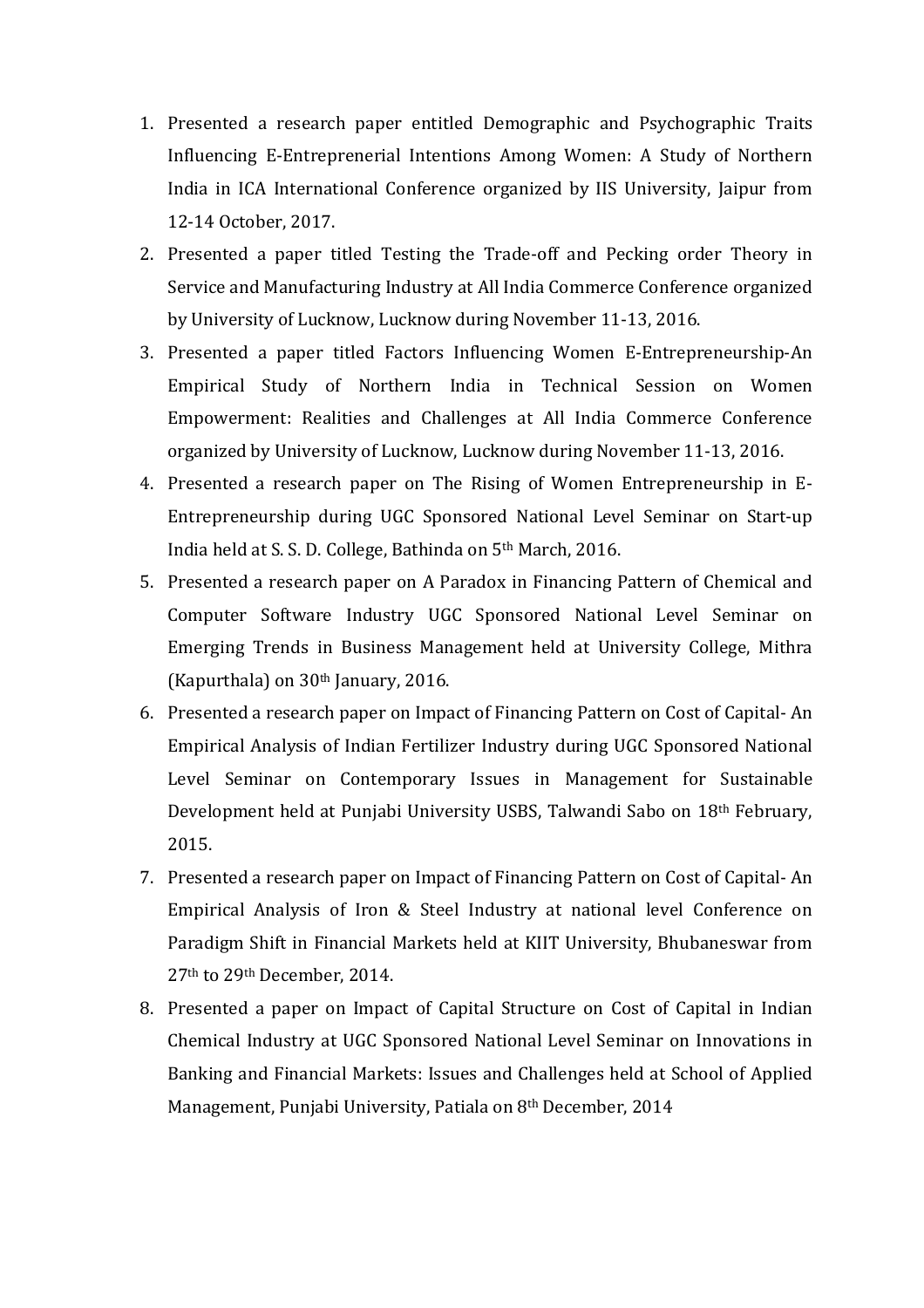1. Presented a research paper entitled Demographic and Psychographic Traits Influencing E-Entreprenerial Intentions Among Women: A Study of Northern India in ICA International Conference organized by IIS University, Jaipur from 12-14 October, 2017.
2. Presented a paper titled Testing the Trade-off and Pecking order Theory in Service and Manufacturing Industry at All India Commerce Conference organized by University of Lucknow, Lucknow during November 11-13, 2016.
3. Presented a paper titled Factors Influencing Women E-Entrepreneurship-An Empirical Study of Northern India in Technical Session on Women Empowerment: Realities and Challenges at All India Commerce Conference organized by University of Lucknow, Lucknow during November 11-13, 2016.
4. Presented a research paper on The Rising of Women Entrepreneurship in E-Entrepreneurship during UGC Sponsored National Level Seminar on Start-up India held at S. S. D. College, Bathinda on 5th March, 2016.
5. Presented a research paper on A Paradox in Financing Pattern of Chemical and Computer Software Industry UGC Sponsored National Level Seminar on Emerging Trends in Business Management held at University College, Mithra (Kapurthala) on 30th January, 2016.
6. Presented a research paper on Impact of Financing Pattern on Cost of Capital- An Empirical Analysis of Indian Fertilizer Industry during UGC Sponsored National Level Seminar on Contemporary Issues in Management for Sustainable Development held at Punjabi University USBS, Talwandi Sabo on 18th February, 2015.
7. Presented a research paper on Impact of Financing Pattern on Cost of Capital- An Empirical Analysis of Iron & Steel Industry at national level Conference on Paradigm Shift in Financial Markets held at KIIT University, Bhubaneswar from 27th to 29th December, 2014.
8. Presented a paper on Impact of Capital Structure on Cost of Capital in Indian Chemical Industry at UGC Sponsored National Level Seminar on Innovations in Banking and Financial Markets: Issues and Challenges held at School of Applied Management, Punjabi University, Patiala on 8th December, 2014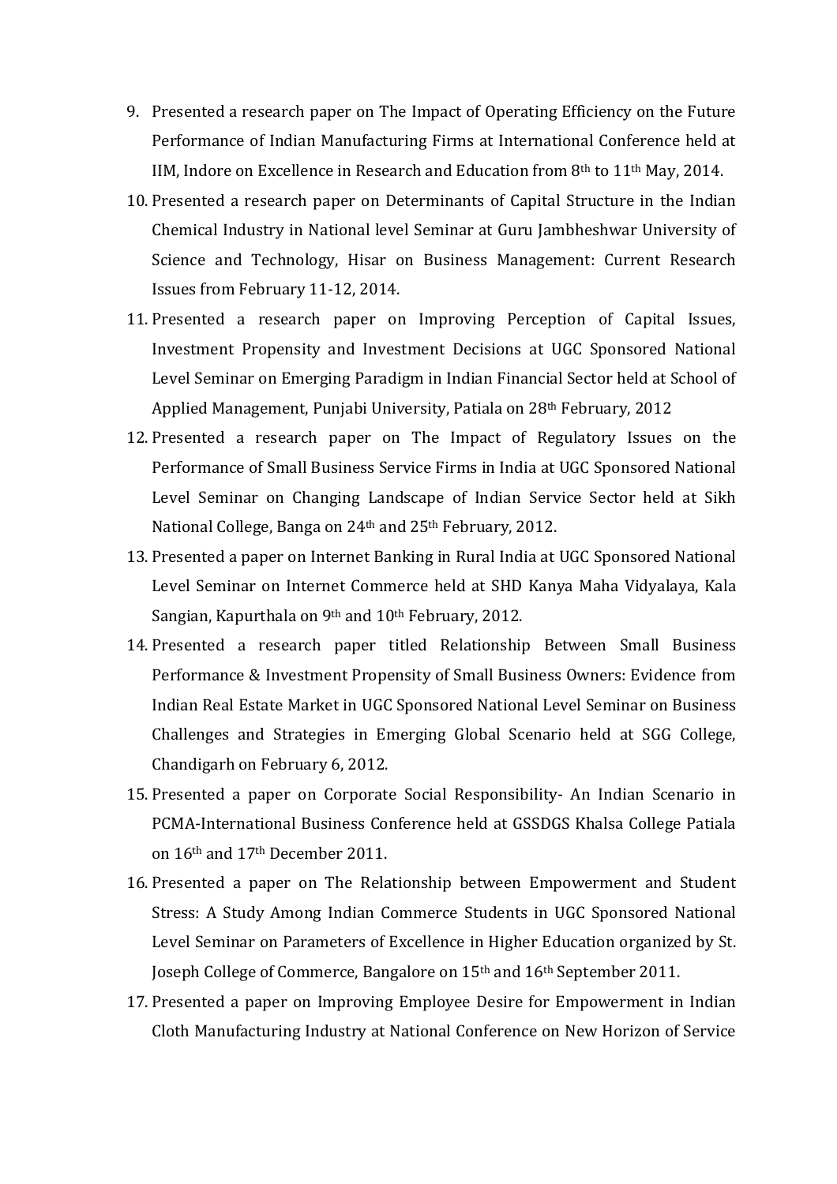9. Presented a research paper on The Impact of Operating Efficiency on the Future Performance of Indian Manufacturing Firms at International Conference held at IIM, Indore on Excellence in Research and Education from 8th to 11th May, 2014.
10. Presented a research paper on Determinants of Capital Structure in the Indian Chemical Industry in National level Seminar at Guru Jambheshwar University of Science and Technology, Hisar on Business Management: Current Research Issues from February 11-12, 2014.
11. Presented a research paper on Improving Perception of Capital Issues, Investment Propensity and Investment Decisions at UGC Sponsored National Level Seminar on Emerging Paradigm in Indian Financial Sector held at School of Applied Management, Punjabi University, Patiala on 28th February, 2012
12. Presented a research paper on The Impact of Regulatory Issues on the Performance of Small Business Service Firms in India at UGC Sponsored National Level Seminar on Changing Landscape of Indian Service Sector held at Sikh National College, Banga on 24th and 25th February, 2012.
13. Presented a paper on Internet Banking in Rural India at UGC Sponsored National Level Seminar on Internet Commerce held at SHD Kanya Maha Vidyalaya, Kala Sangian, Kapurthala on 9th and 10th February, 2012.
14. Presented a research paper titled Relationship Between Small Business Performance & Investment Propensity of Small Business Owners: Evidence from Indian Real Estate Market in UGC Sponsored National Level Seminar on Business Challenges and Strategies in Emerging Global Scenario held at SGG College, Chandigarh on February 6, 2012.
15. Presented a paper on Corporate Social Responsibility- An Indian Scenario in PCMA-International Business Conference held at GSSDGS Khalsa College Patiala on 16th and 17th December 2011.
16. Presented a paper on The Relationship between Empowerment and Student Stress: A Study Among Indian Commerce Students in UGC Sponsored National Level Seminar on Parameters of Excellence in Higher Education organized by St. Joseph College of Commerce, Bangalore on 15th and 16th September 2011.
17. Presented a paper on Improving Employee Desire for Empowerment in Indian Cloth Manufacturing Industry at National Conference on New Horizon of Service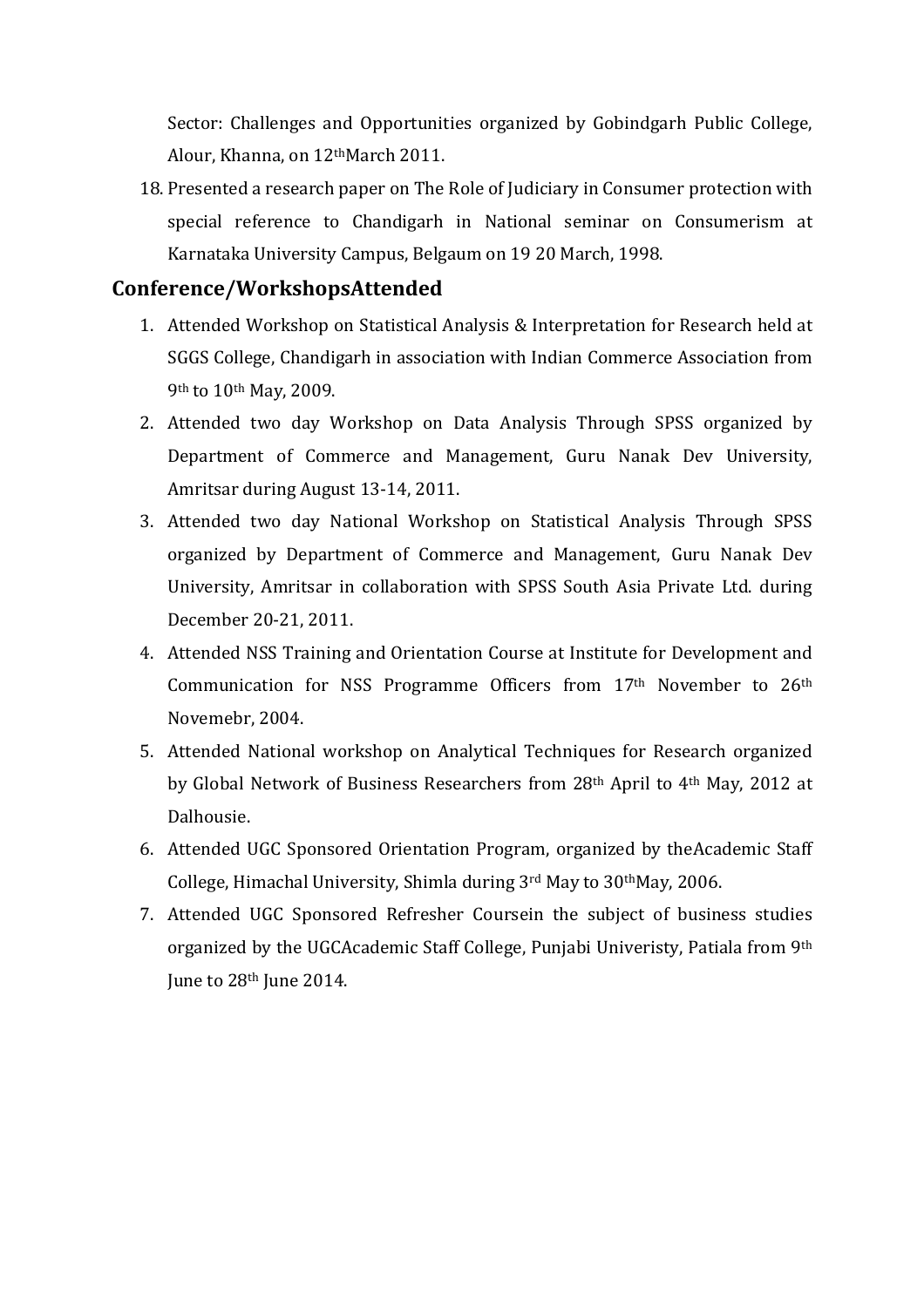Sector: Challenges and Opportunities organized by Gobindgarh Public College, Alour, Khanna, on 12thMarch 2011.

18. Presented a research paper on The Role of Judiciary in Consumer protection with special reference to Chandigarh in National seminar on Consumerism at Karnataka University Campus, Belgaum on 19 20 March, 1998.

## Conference/WorkshopsAttended

1. Attended Workshop on Statistical Analysis & Interpretation for Research held at SGGS College, Chandigarh in association with Indian Commerce Association from 9th to 10th May, 2009.
2. Attended two day Workshop on Data Analysis Through SPSS organized by Department of Commerce and Management, Guru Nanak Dev University, Amritsar during August 13-14, 2011.
3. Attended two day National Workshop on Statistical Analysis Through SPSS organized by Department of Commerce and Management, Guru Nanak Dev University, Amritsar in collaboration with SPSS South Asia Private Ltd. during December 20-21, 2011.
4. Attended NSS Training and Orientation Course at Institute for Development and Communication for NSS Programme Officers from 17th November to 26th Novemebr, 2004.
5. Attended National workshop on Analytical Techniques for Research organized by Global Network of Business Researchers from 28th April to 4th May, 2012 at Dalhousie.
6. Attended UGC Sponsored Orientation Program, organized by theAcademic Staff College, Himachal University, Shimla during 3rd May to 30thMay, 2006.
7. Attended UGC Sponsored Refresher Coursein the subject of business studies organized by the UGCAcademic Staff College, Punjabi Univeristy, Patiala from 9th June to 28th June 2014.